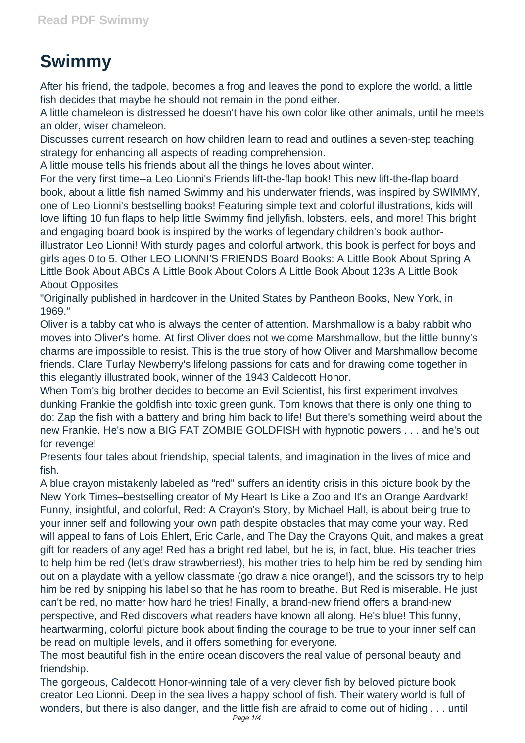# Swimmy

After his friend, the tadpole, becomes a frog and leaves the pond to explore the world, a little fish decides that maybe he should not remain in the pond either.

A little chameleon is distressed he doesn't have his own color like other animals, until he meets an older, wiser chameleon.

Discusses current research on how children learn to read and outlines a seven-step teaching strategy for enhancing all aspects of reading comprehension.

A little mouse tells his friends about all the things he loves about winter.

For the very first time--a Leo Lionni's Friends lift-the-flap book! This new lift-the-flap board book, about a little fish named Swimmy and his underwater friends, was inspired by SWIMMY, one of Leo Lionni's bestselling books! Featuring simple text and colorful illustrations, kids will love lifting 10 fun flaps to help little Swimmy find jellyfish, lobsters, eels, and more! This bright and engaging board book is inspired by the works of legendary children's book author-illustrator Leo Lionni! With sturdy pages and colorful artwork, this book is perfect for boys and girls ages 0 to 5. Other LEO LIONNI'S FRIENDS Board Books: A Little Book About Spring A Little Book About ABCs A Little Book About Colors A Little Book About 123s A Little Book About Opposites

"Originally published in hardcover in the United States by Pantheon Books, New York, in 1969."

Oliver is a tabby cat who is always the center of attention. Marshmallow is a baby rabbit who moves into Oliver's home. At first Oliver does not welcome Marshmallow, but the little bunny's charms are impossible to resist. This is the true story of how Oliver and Marshmallow become friends. Clare Turlay Newberry's lifelong passions for cats and for drawing come together in this elegantly illustrated book, winner of the 1943 Caldecott Honor.

When Tom's big brother decides to become an Evil Scientist, his first experiment involves dunking Frankie the goldfish into toxic green gunk. Tom knows that there is only one thing to do: Zap the fish with a battery and bring him back to life! But there's something weird about the new Frankie. He's now a BIG FAT ZOMBIE GOLDFISH with hypnotic powers . . . and he's out for revenge!

Presents four tales about friendship, special talents, and imagination in the lives of mice and fish.

A blue crayon mistakenly labeled as "red" suffers an identity crisis in this picture book by the New York Times–bestselling creator of My Heart Is Like a Zoo and It's an Orange Aardvark! Funny, insightful, and colorful, Red: A Crayon's Story, by Michael Hall, is about being true to your inner self and following your own path despite obstacles that may come your way. Red will appeal to fans of Lois Ehlert, Eric Carle, and The Day the Crayons Quit, and makes a great gift for readers of any age! Red has a bright red label, but he is, in fact, blue. His teacher tries to help him be red (let's draw strawberries!), his mother tries to help him be red by sending him out on a playdate with a yellow classmate (go draw a nice orange!), and the scissors try to help him be red by snipping his label so that he has room to breathe. But Red is miserable. He just can't be red, no matter how hard he tries! Finally, a brand-new friend offers a brand-new perspective, and Red discovers what readers have known all along. He's blue! This funny, heartwarming, colorful picture book about finding the courage to be true to your inner self can be read on multiple levels, and it offers something for everyone.

The most beautiful fish in the entire ocean discovers the real value of personal beauty and friendship.

The gorgeous, Caldecott Honor-winning tale of a very clever fish by beloved picture book creator Leo Lionni. Deep in the sea lives a happy school of fish. Their watery world is full of wonders, but there is also danger, and the little fish are afraid to come out of hiding . . . until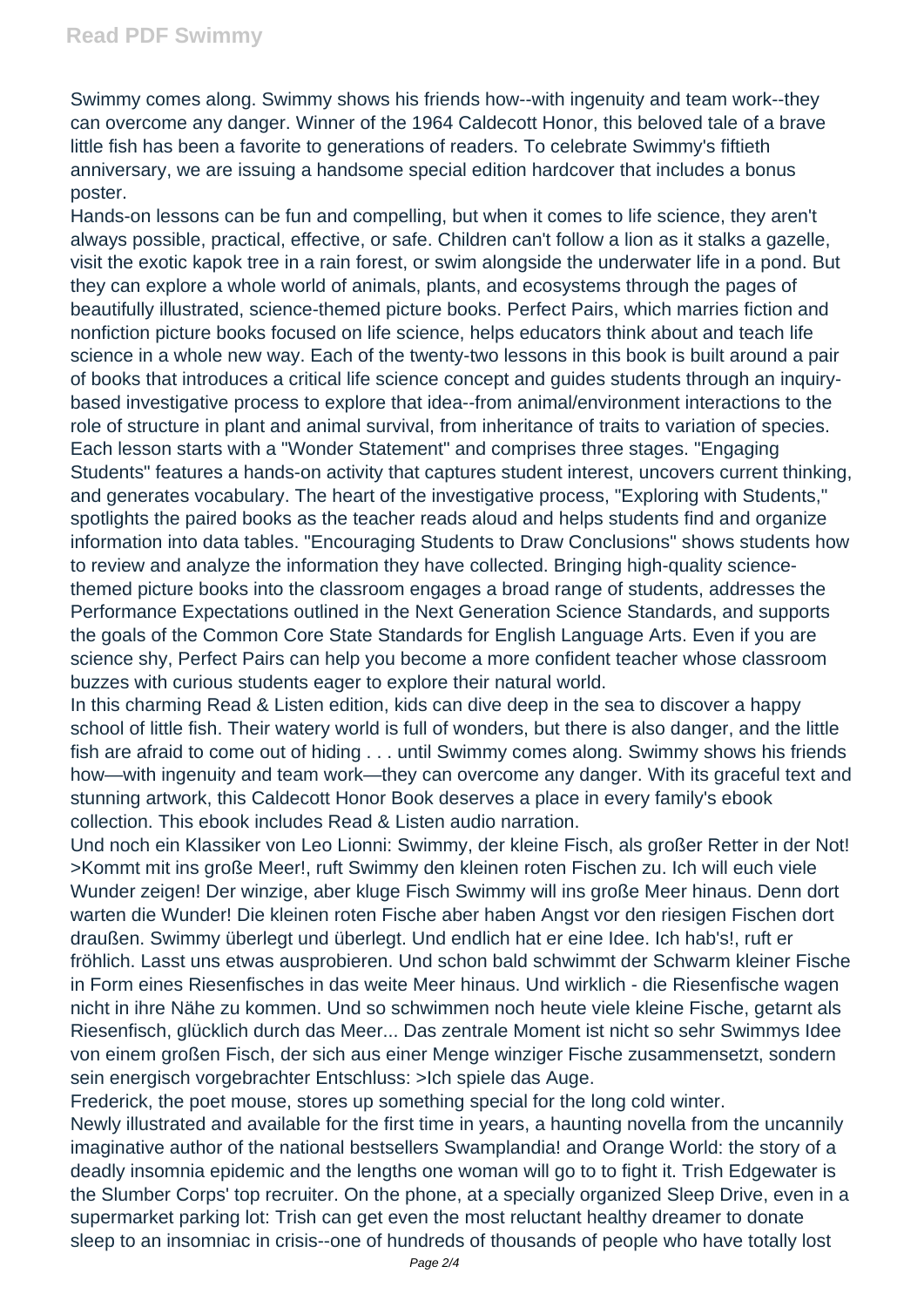Swimmy comes along. Swimmy shows his friends how--with ingenuity and team work--they can overcome any danger. Winner of the 1964 Caldecott Honor, this beloved tale of a brave little fish has been a favorite to generations of readers. To celebrate Swimmy's fiftieth anniversary, we are issuing a handsome special edition hardcover that includes a bonus poster.

Hands-on lessons can be fun and compelling, but when it comes to life science, they aren't always possible, practical, effective, or safe. Children can't follow a lion as it stalks a gazelle, visit the exotic kapok tree in a rain forest, or swim alongside the underwater life in a pond. But they can explore a whole world of animals, plants, and ecosystems through the pages of beautifully illustrated, science-themed picture books. Perfect Pairs, which marries fiction and nonfiction picture books focused on life science, helps educators think about and teach life science in a whole new way. Each of the twenty-two lessons in this book is built around a pair of books that introduces a critical life science concept and guides students through an inquiry-based investigative process to explore that idea--from animal/environment interactions to the role of structure in plant and animal survival, from inheritance of traits to variation of species. Each lesson starts with a "Wonder Statement" and comprises three stages. "Engaging Students" features a hands-on activity that captures student interest, uncovers current thinking, and generates vocabulary. The heart of the investigative process, "Exploring with Students," spotlights the paired books as the teacher reads aloud and helps students find and organize information into data tables. "Encouraging Students to Draw Conclusions" shows students how to review and analyze the information they have collected. Bringing high-quality science-themed picture books into the classroom engages a broad range of students, addresses the Performance Expectations outlined in the Next Generation Science Standards, and supports the goals of the Common Core State Standards for English Language Arts. Even if you are science shy, Perfect Pairs can help you become a more confident teacher whose classroom buzzes with curious students eager to explore their natural world.

In this charming Read & Listen edition, kids can dive deep in the sea to discover a happy school of little fish. Their watery world is full of wonders, but there is also danger, and the little fish are afraid to come out of hiding . . . until Swimmy comes along. Swimmy shows his friends how—with ingenuity and team work—they can overcome any danger. With its graceful text and stunning artwork, this Caldecott Honor Book deserves a place in every family's ebook collection. This ebook includes Read & Listen audio narration.

Und noch ein Klassiker von Leo Lionni: Swimmy, der kleine Fisch, als großer Retter in der Not! >Kommt mit ins große Meer!, ruft Swimmy den kleinen roten Fischen zu. Ich will euch viele Wunder zeigen! Der winzige, aber kluge Fisch Swimmy will ins große Meer hinaus. Denn dort warten die Wunder! Die kleinen roten Fische aber haben Angst vor den riesigen Fischen dort draußen. Swimmy überlegt und überlegt. Und endlich hat er eine Idee. Ich hab's!, ruft er fröhlich. Lasst uns etwas ausprobieren. Und schon bald schwimmt der Schwarm kleiner Fische in Form eines Riesenfisches in das weite Meer hinaus. Und wirklich - die Riesenfische wagen nicht in ihre Nähe zu kommen. Und so schwimmen noch heute viele kleine Fische, getarnt als Riesenfisch, glücklich durch das Meer... Das zentrale Moment ist nicht so sehr Swimmys Idee von einem großen Fisch, der sich aus einer Menge winziger Fische zusammensetzt, sondern sein energisch vorgebrachter Entschluss: >Ich spiele das Auge.

Frederick, the poet mouse, stores up something special for the long cold winter.

Newly illustrated and available for the first time in years, a haunting novella from the uncannily imaginative author of the national bestsellers Swamplandia! and Orange World: the story of a deadly insomnia epidemic and the lengths one woman will go to to fight it. Trish Edgewater is the Slumber Corps' top recruiter. On the phone, at a specially organized Sleep Drive, even in a supermarket parking lot: Trish can get even the most reluctant healthy dreamer to donate sleep to an insomniac in crisis--one of hundreds of thousands of people who have totally lost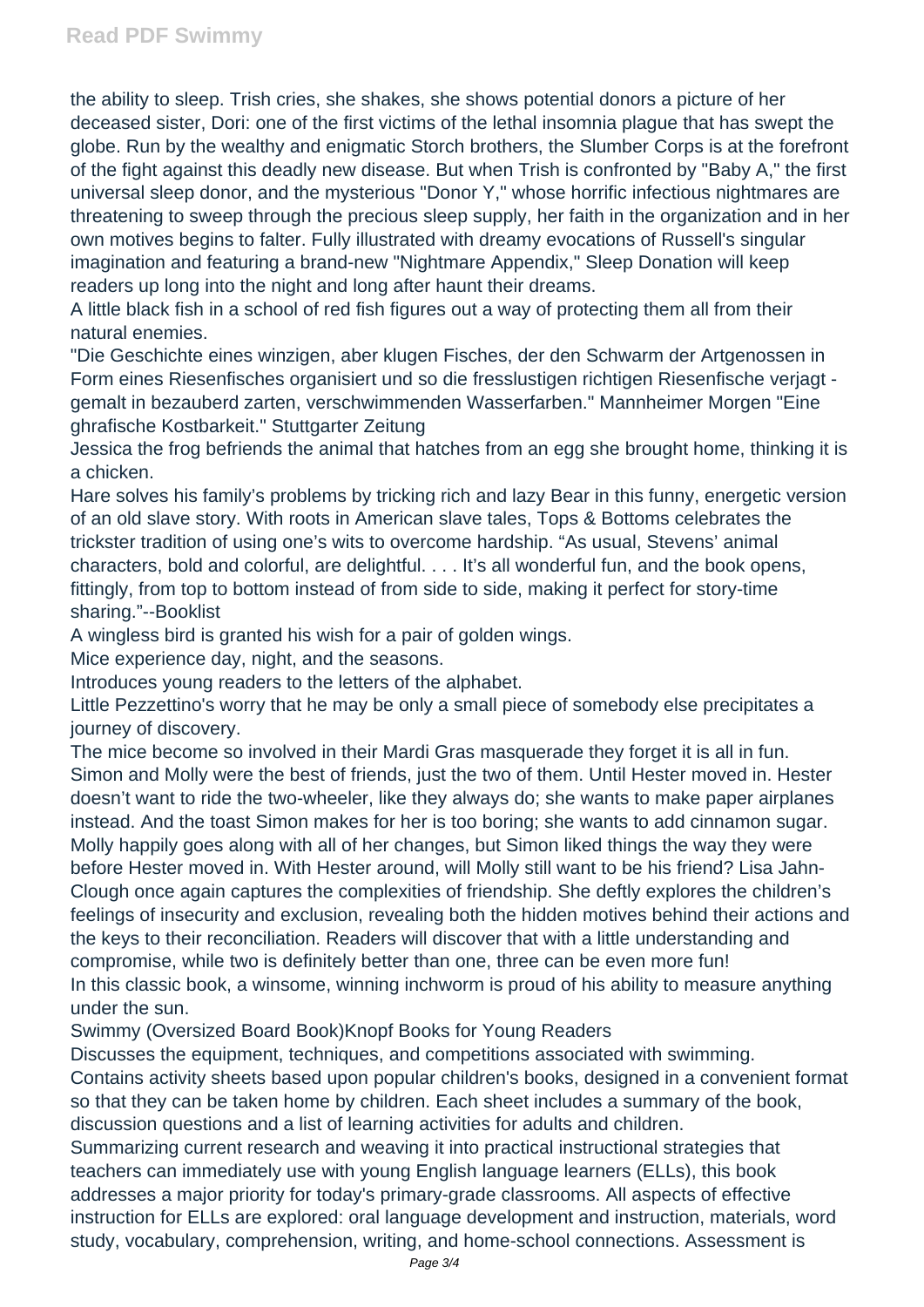the ability to sleep. Trish cries, she shakes, she shows potential donors a picture of her deceased sister, Dori: one of the first victims of the lethal insomnia plague that has swept the globe. Run by the wealthy and enigmatic Storch brothers, the Slumber Corps is at the forefront of the fight against this deadly new disease. But when Trish is confronted by "Baby A," the first universal sleep donor, and the mysterious "Donor Y," whose horrific infectious nightmares are threatening to sweep through the precious sleep supply, her faith in the organization and in her own motives begins to falter. Fully illustrated with dreamy evocations of Russell's singular imagination and featuring a brand-new "Nightmare Appendix," Sleep Donation will keep readers up long into the night and long after haunt their dreams.

A little black fish in a school of red fish figures out a way of protecting them all from their natural enemies.

"Die Geschichte eines winzigen, aber klugen Fisches, der den Schwarm der Artgenossen in Form eines Riesenfisches organisiert und so die fresslustigen richtigen Riesenfische verjagt - gemalt in bezauberd zarten, verschwimmenden Wasserfarben." Mannheimer Morgen "Eine ghrafische Kostbarkeit." Stuttgarter Zeitung

Jessica the frog befriends the animal that hatches from an egg she brought home, thinking it is a chicken.

Hare solves his family's problems by tricking rich and lazy Bear in this funny, energetic version of an old slave story. With roots in American slave tales, Tops & Bottoms celebrates the trickster tradition of using one's wits to overcome hardship. "As usual, Stevens' animal characters, bold and colorful, are delightful. . . . It's all wonderful fun, and the book opens, fittingly, from top to bottom instead of from side to side, making it perfect for story-time sharing."--Booklist

A wingless bird is granted his wish for a pair of golden wings.

Mice experience day, night, and the seasons.

Introduces young readers to the letters of the alphabet.

Little Pezzettino's worry that he may be only a small piece of somebody else precipitates a journey of discovery.

The mice become so involved in their Mardi Gras masquerade they forget it is all in fun.

Simon and Molly were the best of friends, just the two of them. Until Hester moved in. Hester doesn't want to ride the two-wheeler, like they always do; she wants to make paper airplanes instead. And the toast Simon makes for her is too boring; she wants to add cinnamon sugar. Molly happily goes along with all of her changes, but Simon liked things the way they were before Hester moved in. With Hester around, will Molly still want to be his friend? Lisa Jahn-Clough once again captures the complexities of friendship. She deftly explores the children's feelings of insecurity and exclusion, revealing both the hidden motives behind their actions and the keys to their reconciliation. Readers will discover that with a little understanding and compromise, while two is definitely better than one, three can be even more fun!

In this classic book, a winsome, winning inchworm is proud of his ability to measure anything under the sun.

Swimmy (Oversized Board Book)Knopf Books for Young Readers

Discusses the equipment, techniques, and competitions associated with swimming.

Contains activity sheets based upon popular children's books, designed in a convenient format so that they can be taken home by children. Each sheet includes a summary of the book, discussion questions and a list of learning activities for adults and children.

Summarizing current research and weaving it into practical instructional strategies that teachers can immediately use with young English language learners (ELLs), this book addresses a major priority for today's primary-grade classrooms. All aspects of effective instruction for ELLs are explored: oral language development and instruction, materials, word study, vocabulary, comprehension, writing, and home-school connections. Assessment is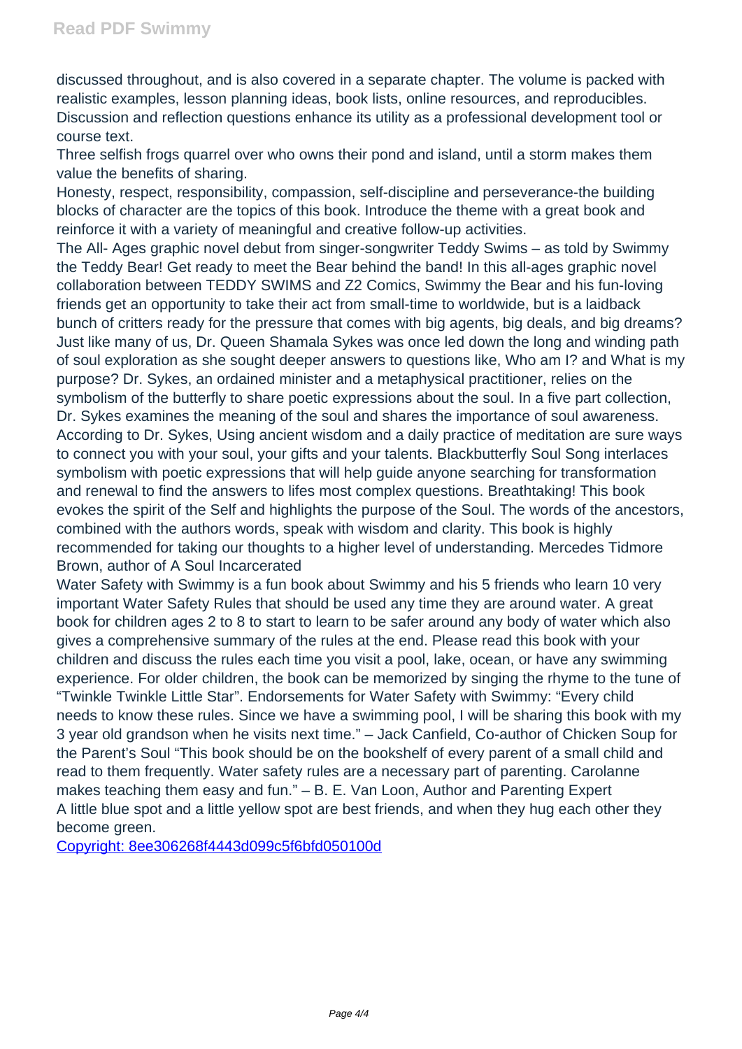discussed throughout, and is also covered in a separate chapter. The volume is packed with realistic examples, lesson planning ideas, book lists, online resources, and reproducibles. Discussion and reflection questions enhance its utility as a professional development tool or course text.

Three selfish frogs quarrel over who owns their pond and island, until a storm makes them value the benefits of sharing.

Honesty, respect, responsibility, compassion, self-discipline and perseverance-the building blocks of character are the topics of this book. Introduce the theme with a great book and reinforce it with a variety of meaningful and creative follow-up activities.

The All- Ages graphic novel debut from singer-songwriter Teddy Swims – as told by Swimmy the Teddy Bear! Get ready to meet the Bear behind the band! In this all-ages graphic novel collaboration between TEDDY SWIMS and Z2 Comics, Swimmy the Bear and his fun-loving friends get an opportunity to take their act from small-time to worldwide, but is a laidback bunch of critters ready for the pressure that comes with big agents, big deals, and big dreams?

Just like many of us, Dr. Queen Shamala Sykes was once led down the long and winding path of soul exploration as she sought deeper answers to questions like, Who am I? and What is my purpose? Dr. Sykes, an ordained minister and a metaphysical practitioner, relies on the symbolism of the butterfly to share poetic expressions about the soul. In a five part collection, Dr. Sykes examines the meaning of the soul and shares the importance of soul awareness. According to Dr. Sykes, Using ancient wisdom and a daily practice of meditation are sure ways to connect you with your soul, your gifts and your talents. Blackbutterfly Soul Song interlaces symbolism with poetic expressions that will help guide anyone searching for transformation and renewal to find the answers to lifes most complex questions. Breathtaking! This book evokes the spirit of the Self and highlights the purpose of the Soul. The words of the ancestors, combined with the authors words, speak with wisdom and clarity. This book is highly recommended for taking our thoughts to a higher level of understanding. Mercedes Tidmore Brown, author of A Soul Incarcerated

Water Safety with Swimmy is a fun book about Swimmy and his 5 friends who learn 10 very important Water Safety Rules that should be used any time they are around water. A great book for children ages 2 to 8 to start to learn to be safer around any body of water which also gives a comprehensive summary of the rules at the end. Please read this book with your children and discuss the rules each time you visit a pool, lake, ocean, or have any swimming experience. For older children, the book can be memorized by singing the rhyme to the tune of "Twinkle Twinkle Little Star". Endorsements for Water Safety with Swimmy: "Every child needs to know these rules. Since we have a swimming pool, I will be sharing this book with my 3 year old grandson when he visits next time." – Jack Canfield, Co-author of Chicken Soup for the Parent's Soul "This book should be on the bookshelf of every parent of a small child and read to them frequently. Water safety rules are a necessary part of parenting. Carolanne makes teaching them easy and fun." – B. E. Van Loon, Author and Parenting Expert

A little blue spot and a little yellow spot are best friends, and when they hug each other they become green.

Copyright: 8ee306268f4443d099c5f6bfd050100d